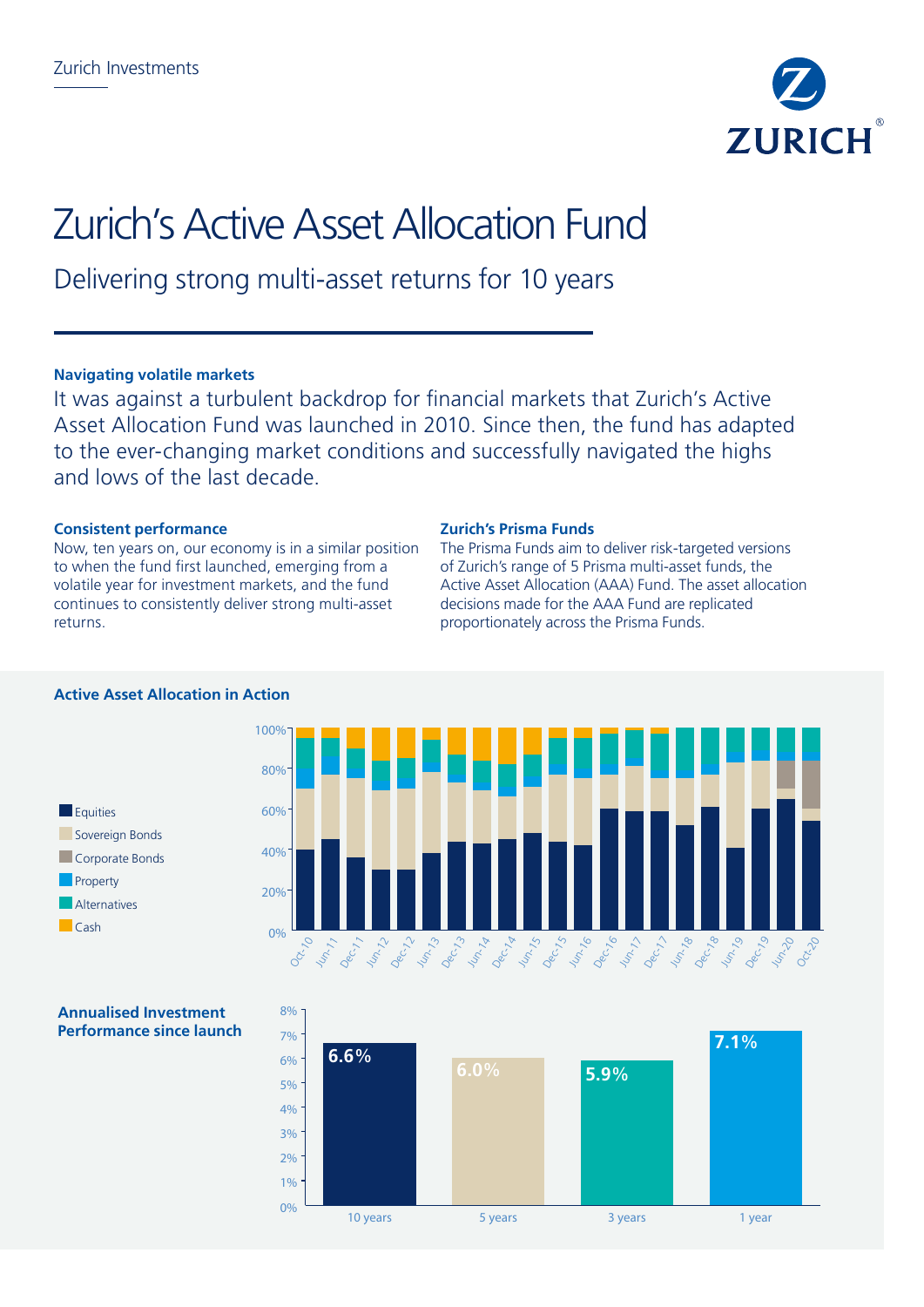Zurich Investments

# Zurich's Active Asset Allocation Fund

## Delivering strong multi-asset returns for 10 years

### Navigating volatile markets

It was against a turbulent backdrop for financial markets that Zurich's Active Asset Allocation Fund was launched in 2010. Since then, the fund has adapted to the ever-changing market conditions and successfully navigated the highs and lows of the last decade.

### Consistent performance

Now, ten years on, our economy is in a similar position to when the fund first launched, emerging from a volatile year for investment markets, and the fund continues to consistently deliver strong multi-asset returns.

### Zurich's Prisma Funds

The Prisma Funds aim to deliver risk-targeted versions of Zurich's range of 5 Prisma multi-asset funds, the Active Asset Allocation (AAA) Fund. The asset allocation decisions made for the AAA Fund are replicated proportionately across the Prisma Funds.

### Active Asset Allocation in Action

Legend: Equities, Sovereign Bonds, Corporate Bonds, Property, Alternatives, Cash

Periods: Oct-10, Jun-11, Dec-11, Jun-12, Dec-12, Jun-13, Dec-13, Jun-14, Dec-14, Jun-15, Dec-15, Jun-16, Dec-16, Jun-17, Dec-17, Jun-18, Dec-18, Jun-19, Dec-19, Jun-20, Oct-20

### Annualised Investment Performance since launch

| 10 years | 5 years | 3 years | 1 year |
|---|---|---|---|
| 6.6% | 6.0% | 5.9% | 7.1% |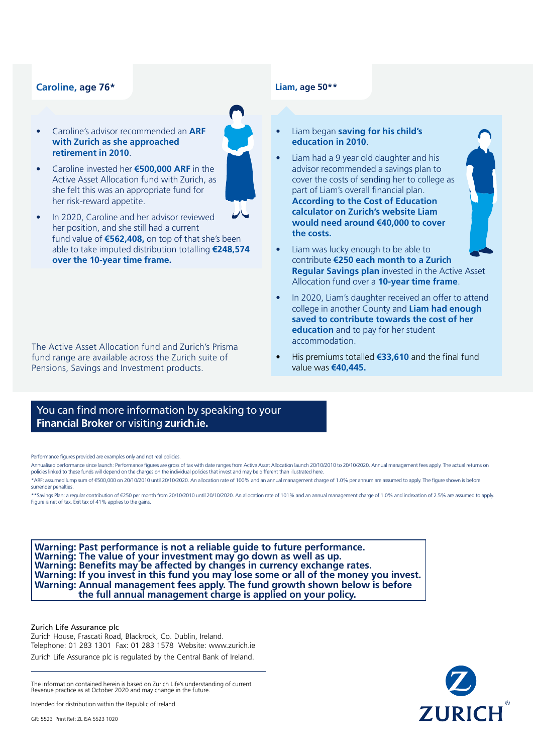### Caroline, age 76*

- Caroline's advisor recommended an **ARF with Zurich as she approached retirement in 2010**.
- Caroline invested her **€500,000 ARF** in the Active Asset Allocation fund with Zurich, as she felt this was an appropriate fund for her risk-reward appetite.
- In 2020, Caroline and her advisor reviewed her position, and she still had a current fund value of **€562,408,** on top of that she's been able to take imputed distribution totalling **€248,574 over the 10-year time frame.**

The Active Asset Allocation fund and Zurich's Prisma fund range are available across the Zurich suite of Pensions, Savings and Investment products.

### Liam, age 50**

- Liam began **saving for his child's education in 2010**.
- Liam had a 9 year old daughter and his advisor recommended a savings plan to cover the costs of sending her to college as part of Liam's overall financial plan. **According to the Cost of Education calculator on Zurich's website Liam would need around €40,000 to cover the costs.**
- Liam was lucky enough to be able to contribute **€250 each month to a Zurich Regular Savings plan** invested in the Active Asset Allocation fund over a **10-year time frame**.
- In 2020, Liam's daughter received an offer to attend college in another County and **Liam had enough saved to contribute towards the cost of her education** and to pay for her student accommodation.
- His premiums totalled **€33,610** and the final fund value was **€40,445.**

You can find more information by speaking to your **Financial Broker** or visiting **zurich.ie.**

Performance figures provided are examples only and not real policies.

Annualised performance since launch: Performance figures are gross of tax with date ranges from Active Asset Allocation launch 20/10/2010 to 20/10/2020. Annual management fees apply. The actual returns on policies linked to these funds will depend on the charges on the individual policies that invest and may be different than illustrated here.

*ARF: assumed lump sum of €500,000 on 20/10/2010 until 20/10/2020. An allocation rate of 100% and an annual management charge of 1.0% per annum are assumed to apply. The figure shown is before surrender penalties.

**Savings Plan: a regular contribution of €250 per month from 20/10/2010 until 20/10/2020. An allocation rate of 101% and an annual management charge of 1.0% and indexation of 2.5% are assumed to apply. Figure is net of tax. Exit tax of 41% applies to the gains.

**Warning: Past performance is not a reliable guide to future performance.**
**Warning: The value of your investment may go down as well as up.**
**Warning: Benefits may be affected by changes in currency exchange rates.**
**Warning: If you invest in this fund you may lose some or all of the money you invest.**
**Warning: Annual management fees apply. The fund growth shown below is before the full annual management charge is applied on your policy.**

Zurich Life Assurance plc
Zurich House, Frascati Road, Blackrock, Co. Dublin, Ireland.
Telephone: 01 283 1301 Fax: 01 283 1578 Website: www.zurich.ie
Zurich Life Assurance plc is regulated by the Central Bank of Ireland.

The information contained herein is based on Zurich Life's understanding of current Revenue practice as at October 2020 and may change in the future.

Intended for distribution within the Republic of Ireland.

GR: 5523 Print Ref: ZL ISA 5523 1020

ZURICH®